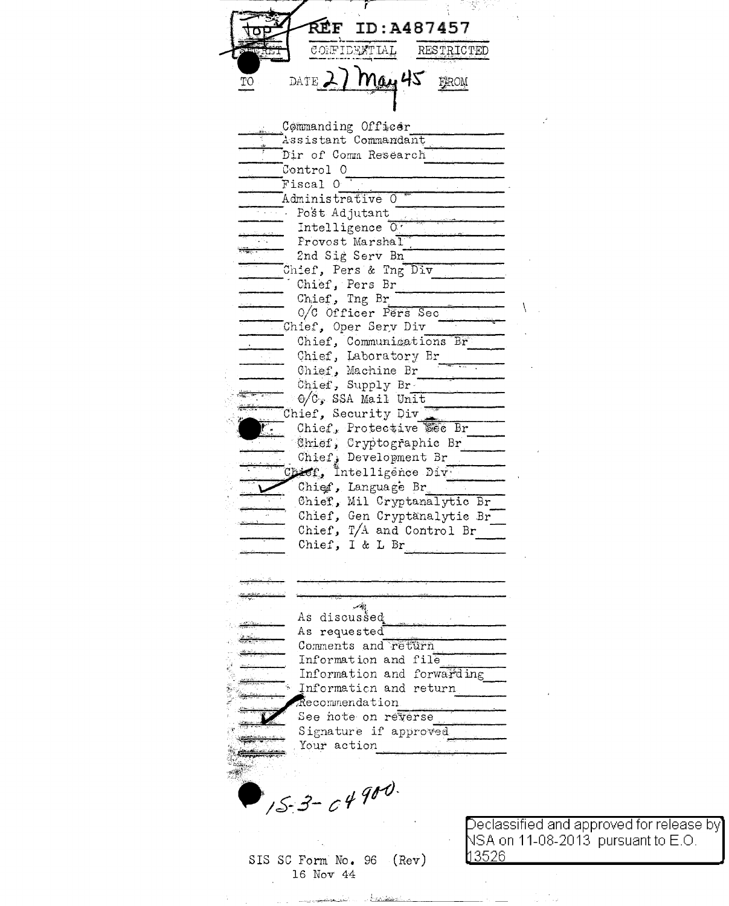REF ID:A487457

TOP SECRET | CONFIDENTIAL | RESTRICTED

TO DATE 27 May 45 FROM

- Commanding Officer
- Assistant Commandant
- Dir of Comm Research
- Control O
- Fiscal O
- Administrative O
  - Post Adjutant
  - Intelligence O
  - Provost Marshal
  - 2nd Sig Serv Bn
- Chief, Pers & Tng Div
  - Chief, Pers Br
  - Chief, Tng Br
  - O/C Officer Pers Sec
- Chief, Oper Serv Div
  - Chief, Communications Br
  - Chief, Laboratory Br
  - Chief, Machine Br
  - Chief, Supply Br
  - O/C, SSA Mail Unit
- Chief, Security Div
  - Chief, Protective Sec Br
  - Chief, Cryptographic Br
  - Chief, Development Br
- Chief, Intelligence Div
  - ✓ Chief, Language Br
  - Chief, Mil Cryptanalytic Br
  - Chief, Gen Cryptanalytic Br
  - Chief, T/A and Control Br
  - Chief, I & L Br

- As discussed
- As requested
- Comments and return
- Information and file
- Information and forwarding
- Information and return
- Recommendation
- ✓ See note on reverse
- Signature if approved
- Your action

IS-3-C4900.

SIS SC Form No. 96 (Rev)
16 Nov 44

Declassified and approved for release by NSA on 11-08-2013 pursuant to E.O. 13526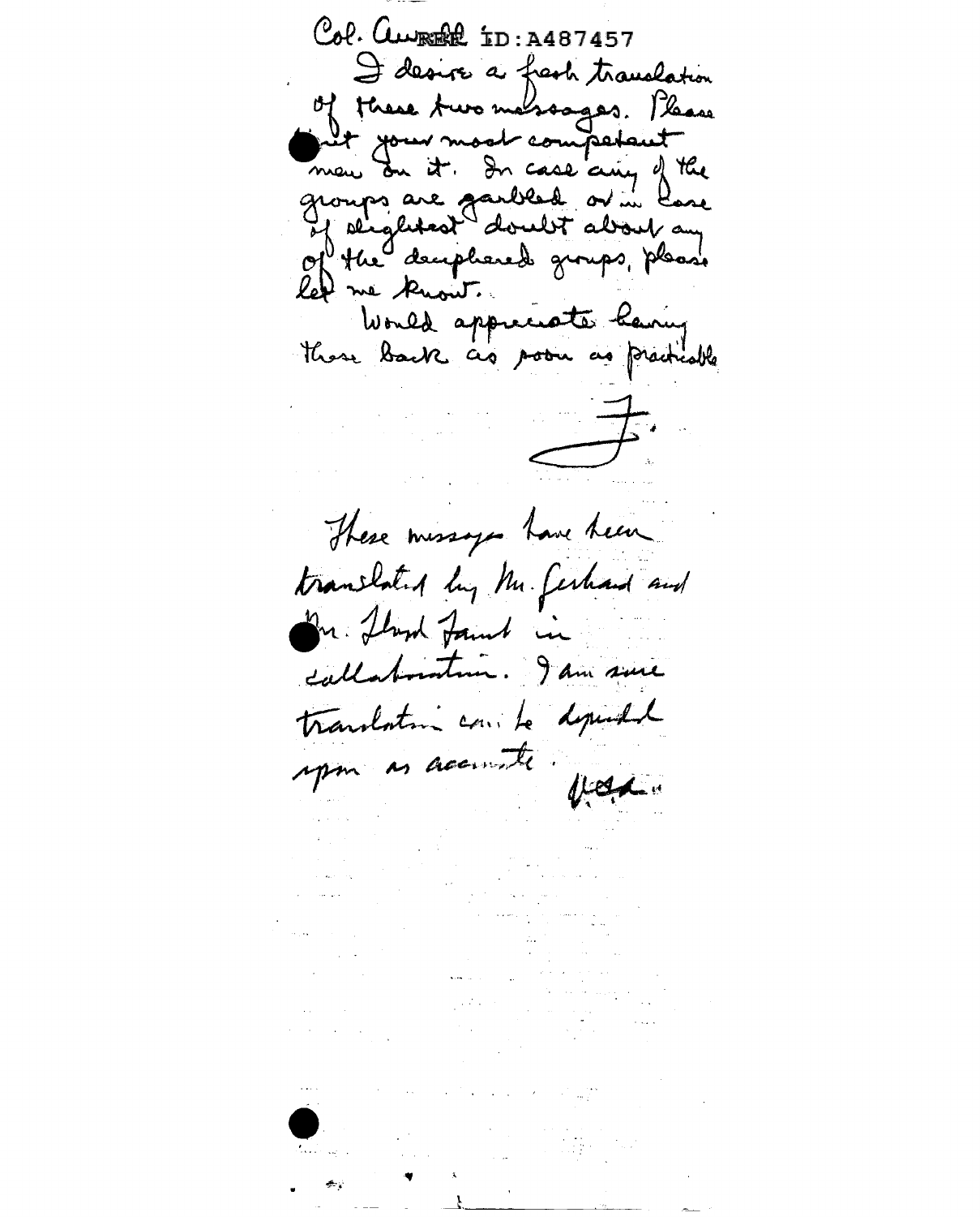Col. Aurell ID:A487457

I desire a fresh translation of these two messages. Please put your most competent men on it. In case any of the groups are garbled or in case of slightest doubt about any of the deciphered groups, please let me know.

Would appreciate having these back as soon as practicable

F.

These messages have been translated by Mr. Gerhard and Mr. Lloyd Faust in collaboration. I am sure translation can be depended upon as accurate.

V.H.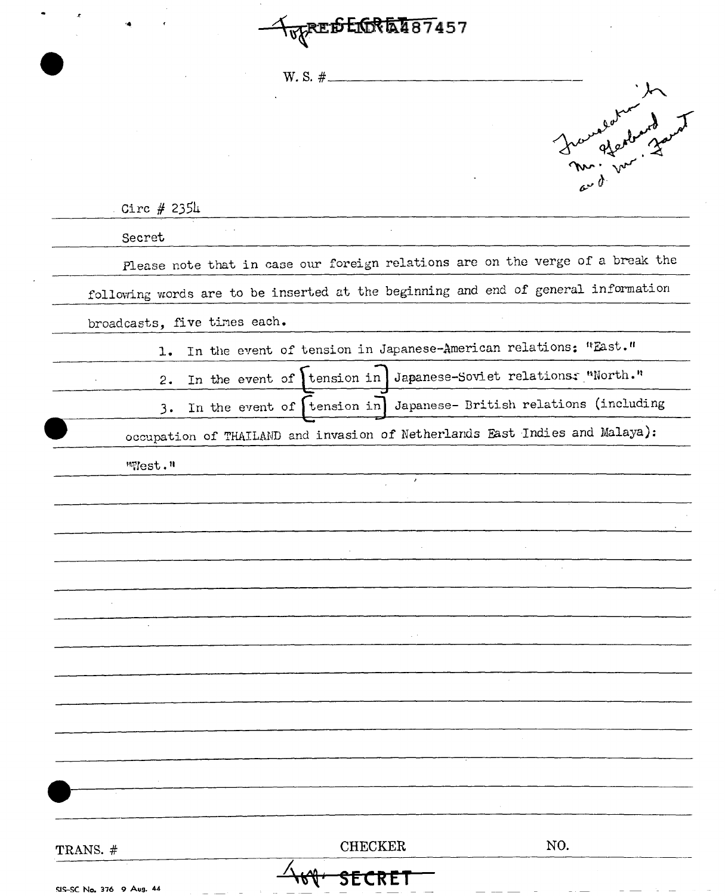~~TOP~~ ~~SECRET~~ REF ID:A487457

W. S. #

*Translation by Mr. Gerhard and Mr. Faust*

Circ # 2354

Secret

Please note that in case our foreign relations are on the verge of a break the following words are to be inserted at the beginning and end of general information broadcasts, five times each.

1. In the event of tension in Japanese-American relations: "East."
2. In the event of [tension in] Japanese-Soviet relations: "North."
3. In the event of [tension in] Japanese- British relations (including occupation of THAILAND and invasion of Netherlands East Indies and Malaya): "West."

TRANS. # CHECKER NO.

~~TOP~~ ~~SECRET~~

SIS-SC No. 376 9 Aug. 44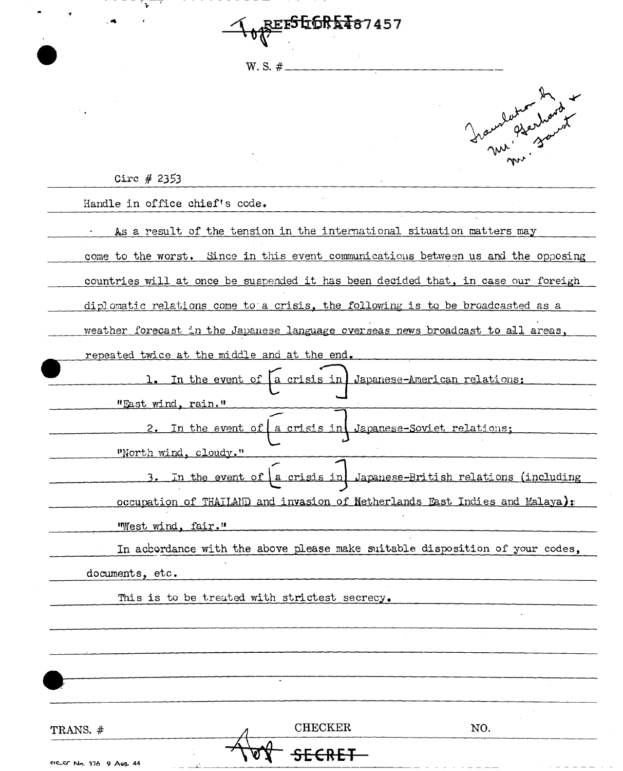Top SECRET REF ID:A487457

W. S. #

Translator by Mr. Gerhard + Mr. Faust

Circ # 2353

Handle in office chief's code.

As a result of the tension in the international situation matters may come to the worst. Since in this event communications between us and the opposing countries will at once be suspended it has been decided that, in case our foreign diplomatic relations come to a crisis, the following is to be broadcasted as a weather forecast in the Japanese language overseas news broadcast to all areas, repeated twice at the middle and at the end.

1. In the event of [a crisis in] Japanese-American relations:

"East wind, rain."

2. In the event of [a crisis in] Japanese-Soviet relations:

"North wind, cloudy."

3. In the event of [a crisis in] Japanese-British relations (including occupation of THAILAND and invasion of Netherlands East Indies and Malaya):

"West wind, fair."

In accordance with the above please make suitable disposition of your codes, documents, etc.

This is to be treated with strictest secrecy.

TRANS. # CHECKER NO.

Top SECRET

SIS-SC No. 376 9 Aug. 44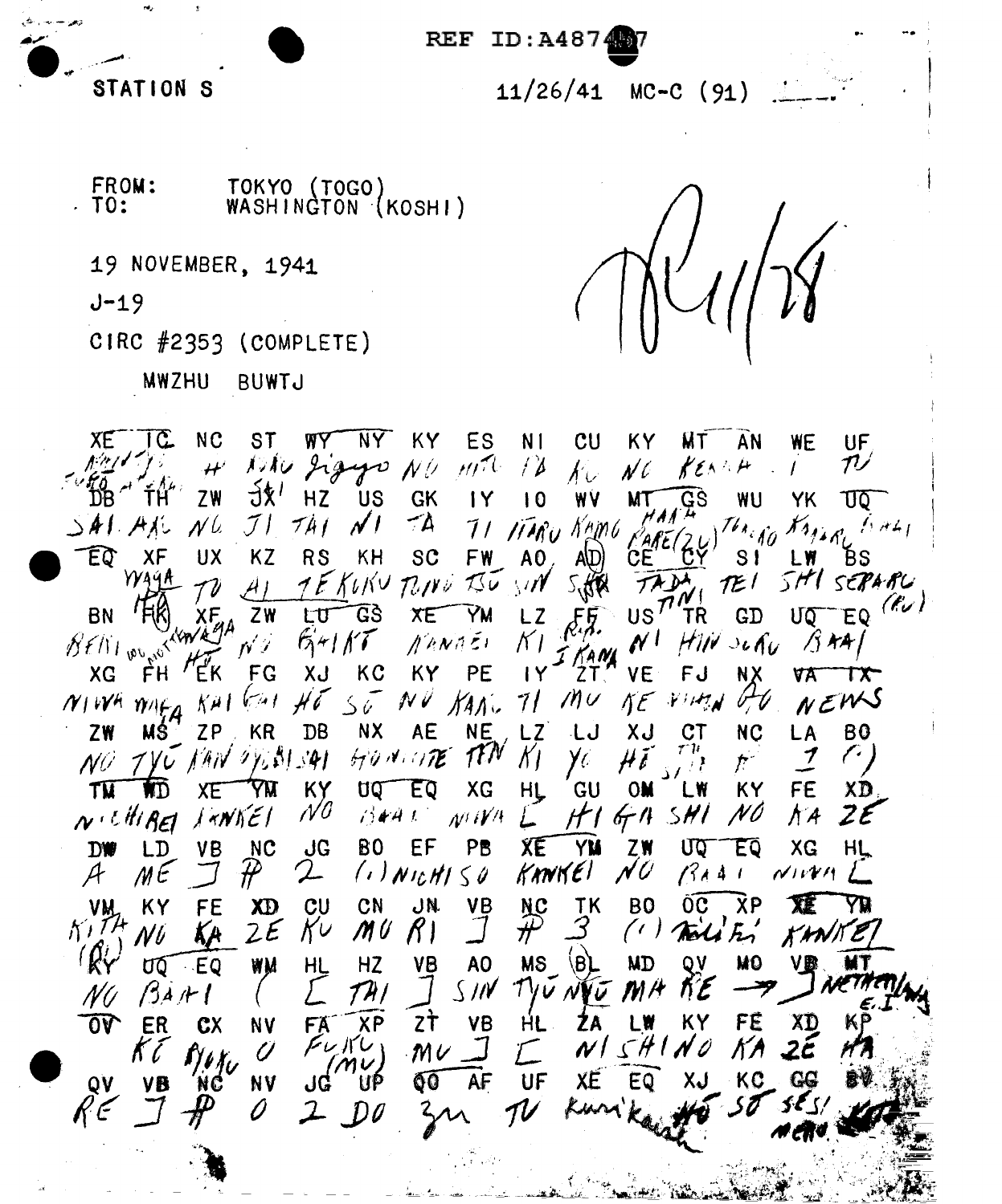REF ID:A487467

STATION S

11/26/41 MC-C (91)

FROM: TOKYO (TOGO)
TO: WASHINGTON (KOSHI)

19 NOVEMBER, 1941

J-19

CIRC #2353 (COMPLETE)

MWZHU BUWTJ

XE TC NC ST WY NY KY ES NI CU KY MT AN WE UF
KOKUSAI JI HI KOKU JIGYO NO HITO TSU KU NO KENAH I TU

DB TH ZW JX HZ US GK IY IO WV MT GS WU YK UQ
SAI HAI NO JI TAI NI TA TI ITARU KAMO HAAH KARE(ZU) TEKIRO KANARU BAAI

EQ XF UX KZ RS KH SC FW AO AD CE CY SI LW BS
WAGA TO AI TEKOKU TSUNO TSU SIN SHA TADA TINI TEI SHI SEPARU (RU)

BN FK XF ZW LU GS XE YM LZ FF US TR GD UQ EQ
BENI WO MOTTE WAGA NO GAIKO KANKEI KI RIKU I KANA NI HIN SURU BAAI

XG FH EK FG XJ KC KY PE IY ZT VE FJ NX VA TX
NIWA WAGA KAI GAI HO SO NO KAN TI MU KE NIHON GO NEWS

ZW MS ZP KR DB NX AE NE LZ LJ XJ CT NC LA BO
NO TYU KAN SHISAI HONNITE TEN KI YO HO TU ? ? (?)

TM WD XE YM KY UQ EQ XG HL GU OM LW KY FE XD
NICHIBEI KANKEI NO BAAI NIWA [ HIGASHI NO KA ZE

DW LD VB NC JG BO EF PB XE YM ZW UQ EQ XG HL
A ME ] # 2 (?) NICHISO KANKEI NO BAAI NIWA [

VM KY FE XD CU CN JN VB NC TK BO OC XP XE YM
KITA NO KA ZE KU MO RI ] # 3 (?) NICHIEI KANKEI

KY UQ EQ WM HL HZ VB AO MS BL MD QV MO VB MT
NO BAAI ( [ TAI ] SIN TYU NYU MA KE → ] NETHERLANDS E.I.

OV ER CX NV FA XP ZT VB HL ZA LW KY FE XD KP
KE RYAKU O FUKU (MU) MU ] [ NISHINO KA ZE HA

QV VB NC NV JG UP QO AF UF XE EQ XJ KC GG BV
RE ] # O 2 DO ZU TU Kurikaesh HO SO SESI nemo

11/28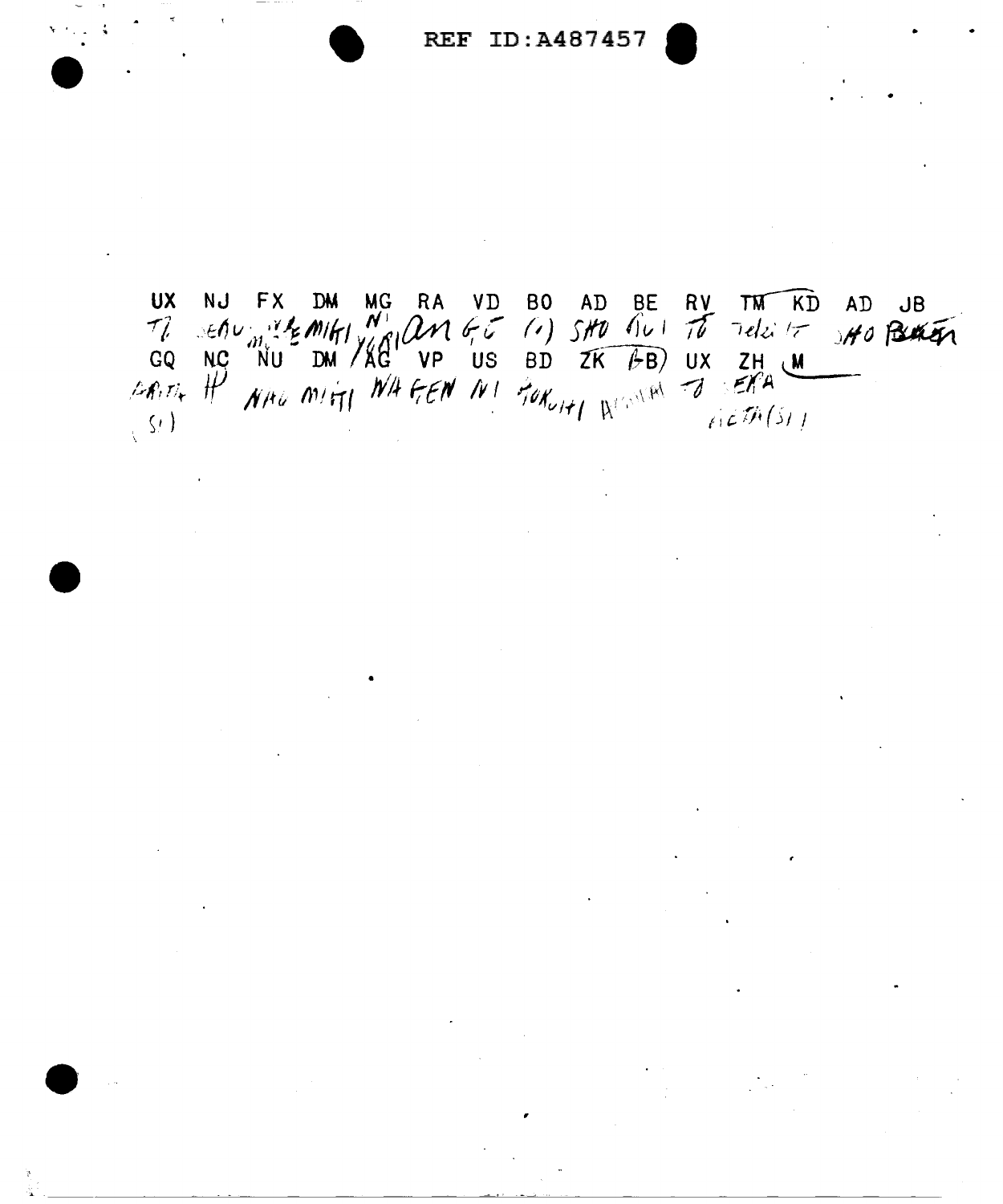UX NJ FX DM MG RA VD BO AD BE RV TM KD AD JB

TI SEAU MI ME MIKI N YAGI an GE (1) SHO GUI TO TEKI TE SHO BUKAN

GQ NC NU DM /AG VP US BD ZK (-B) UX ZH (M

GAITI HI NAO MITI WA GEN NI TOKUI ARUHI TO SEKA

(SI) ACTA(SI)